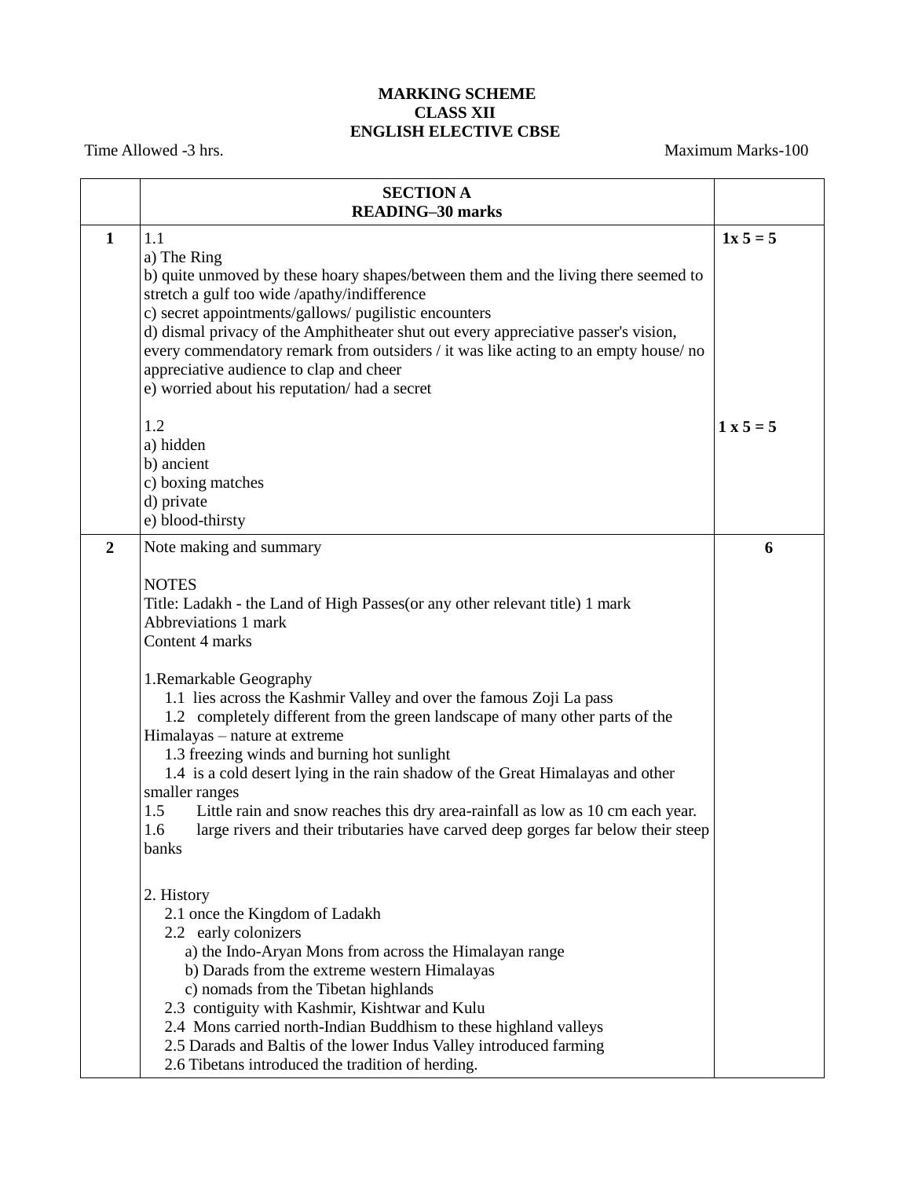**MARKING SCHEME**
**CLASS XII**
**ENGLISH ELECTIVE CBSE**

Time Allowed -3 hrs. Maximum Marks-100

| | **SECTION A**<br>**READING–30 marks** | |
|---|---|---|
| **1** | 1.1<br>a) The Ring<br>b) quite unmoved by these hoary shapes/between them and the living there seemed to stretch a gulf too wide /apathy/indifference<br>c) secret appointments/gallows/ pugilistic encounters<br>d) dismal privacy of the Amphitheater shut out every appreciative passer's vision, every commendatory remark from outsiders / it was like acting to an empty house/ no appreciative audience to clap and cheer<br>e) worried about his reputation/ had a secret<br><br>1.2<br>a) hidden<br>b) ancient<br>c) boxing matches<br>d) private<br>e) blood-thirsty | **1x 5 = 5**<br><br><br><br><br><br><br><br><br>**1 x 5 = 5** |
| **2** | Note making and summary<br><br>NOTES<br>Title: Ladakh - the Land of High Passes(or any other relevant title) 1 mark<br>Abbreviations 1 mark<br>Content 4 marks<br><br>1.Remarkable Geography<br>1.1 lies across the Kashmir Valley and over the famous Zoji La pass<br>1.2 completely different from the green landscape of many other parts of the Himalayas – nature at extreme<br>1.3 freezing winds and burning hot sunlight<br>1.4 is a cold desert lying in the rain shadow of the Great Himalayas and other smaller ranges<br>1.5 Little rain and snow reaches this dry area-rainfall as low as 10 cm each year.<br>1.6 large rivers and their tributaries have carved deep gorges far below their steep banks<br><br>2. History<br>2.1 once the Kingdom of Ladakh<br>2.2 early colonizers<br>a) the Indo-Aryan Mons from across the Himalayan range<br>b) Darads from the extreme western Himalayas<br>c) nomads from the Tibetan highlands<br>2.3 contiguity with Kashmir, Kishtwar and Kulu<br>2.4 Mons carried north-Indian Buddhism to these highland valleys<br>2.5 Darads and Baltis of the lower Indus Valley introduced farming<br>2.6 Tibetans introduced the tradition of herding. | **6** |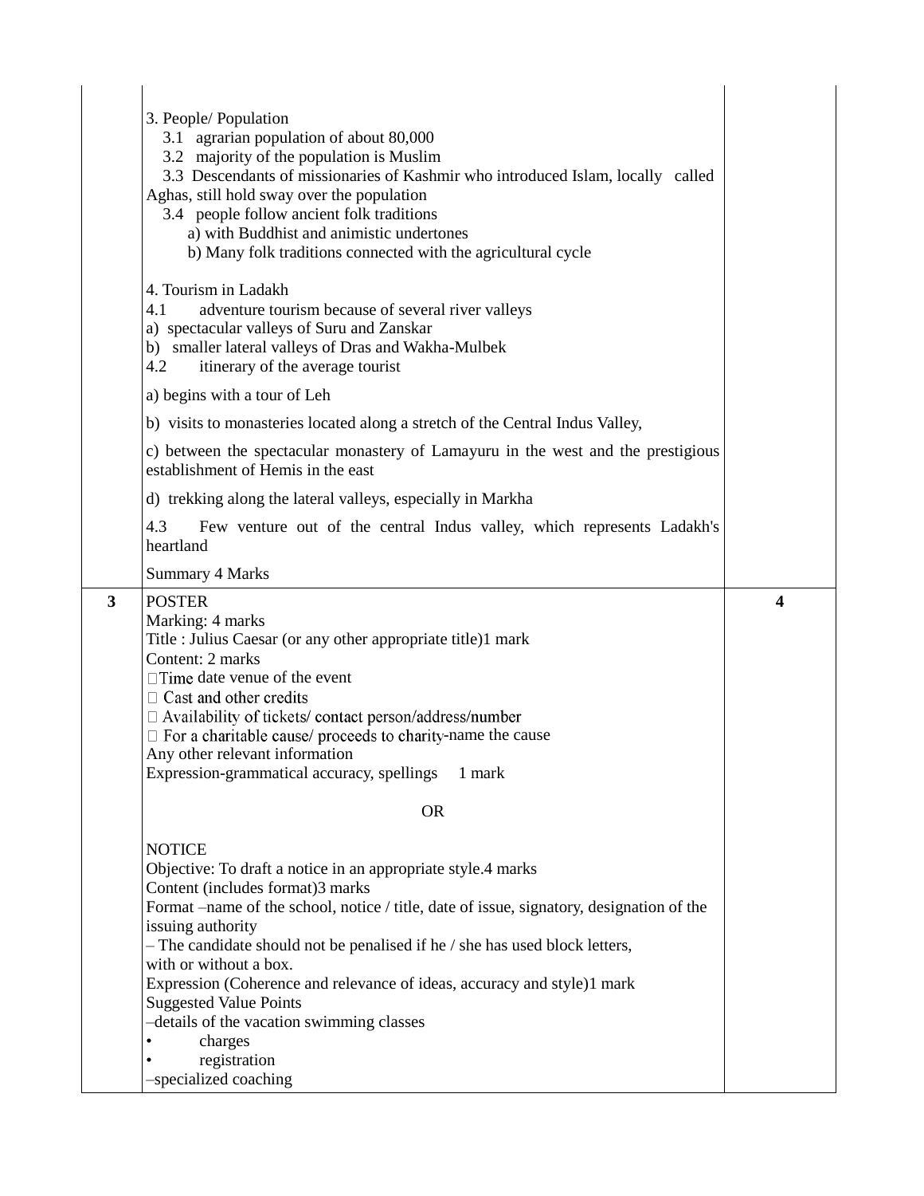| | | |
|---|---|---|
| | 3. People/ Population<br>3.1 agrarian population of about 80,000<br>3.2 majority of the population is Muslim<br>3.3 Descendants of missionaries of Kashmir who introduced Islam, locally called Aghas, still hold sway over the population<br>3.4 people follow ancient folk traditions<br>a) with Buddhist and animistic undertones<br>b) Many folk traditions connected with the agricultural cycle<br><br>4. Tourism in Ladakh<br>4.1 adventure tourism because of several river valleys<br>a) spectacular valleys of Suru and Zanskar<br>b) smaller lateral valleys of Dras and Wakha-Mulbek<br>4.2 itinerary of the average tourist<br>a) begins with a tour of Leh<br>b) visits to monasteries located along a stretch of the Central Indus Valley,<br>c) between the spectacular monastery of Lamayuru in the west and the prestigious establishment of Hemis in the east<br>d) trekking along the lateral valleys, especially in Markha<br>4.3 Few venture out of the central Indus valley, which represents Ladakh's heartland<br><br>Summary 4 Marks | |
| **3** | POSTER<br>Marking: 4 marks<br>Title : Julius Caesar (or any other appropriate title)1 mark<br>Content: 2 marks<br>Time date venue of the event<br>Cast and other credits<br>Availability of tickets/ contact person/address/number<br>For a charitable cause/ proceeds to charity-name the cause<br>Any other relevant information<br>Expression-grammatical accuracy, spellings 1 mark<br><br>OR<br><br>NOTICE<br>Objective: To draft a notice in an appropriate style.4 marks<br>Content (includes format)3 marks<br>Format –name of the school, notice / title, date of issue, signatory, designation of the issuing authority<br>– The candidate should not be penalised if he / she has used block letters, with or without a box.<br>Expression (Coherence and relevance of ideas, accuracy and style)1 mark<br>Suggested Value Points<br>–details of the vacation swimming classes<br>• charges<br>• registration<br>–specialized coaching | **4** |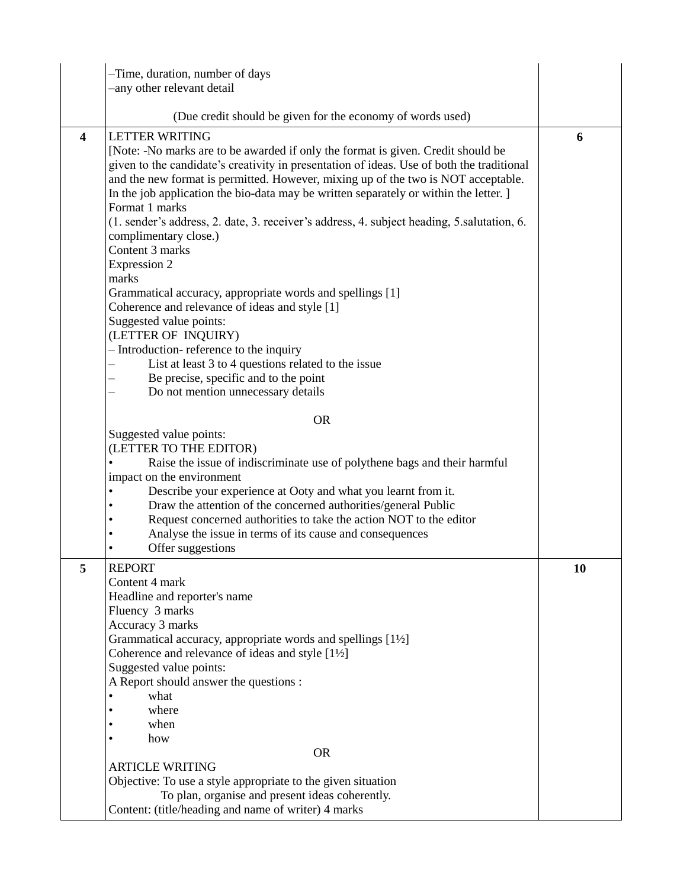| | | |
|---|---|---|
| | –Time, duration, number of days<br>–any other relevant detail<br><br>(Due credit should be given for the economy of words used) | |
| **4** | LETTER WRITING<br>[Note: -No marks are to be awarded if only the format is given. Credit should be given to the candidate's creativity in presentation of ideas. Use of both the traditional and the new format is permitted. However, mixing up of the two is NOT acceptable. In the job application the bio-data may be written separately or within the letter. ]<br>Format 1 marks<br>(1. sender's address, 2. date, 3. receiver's address, 4. subject heading, 5.salutation, 6. complimentary close.)<br>Content 3 marks<br>Expression 2 marks<br>Grammatical accuracy, appropriate words and spellings [1]<br>Coherence and relevance of ideas and style [1]<br>Suggested value points:<br>(LETTER OF INQUIRY)<br>– Introduction- reference to the inquiry<br>– List at least 3 to 4 questions related to the issue<br>– Be precise, specific and to the point<br>– Do not mention unnecessary details<br><br>OR<br>Suggested value points:<br>(LETTER TO THE EDITOR)<br>• Raise the issue of indiscriminate use of polythene bags and their harmful impact on the environment<br>• Describe your experience at Ooty and what you learnt from it.<br>• Draw the attention of the concerned authorities/general Public<br>• Request concerned authorities to take the action NOT to the editor<br>• Analyse the issue in terms of its cause and consequences<br>• Offer suggestions | **6** |
| **5** | REPORT<br>Content 4 mark<br>Headline and reporter's name<br>Fluency 3 marks<br>Accuracy 3 marks<br>Grammatical accuracy, appropriate words and spellings [1½]<br>Coherence and relevance of ideas and style [1½]<br>Suggested value points:<br>A Report should answer the questions :<br>• what<br>• where<br>• when<br>• how<br>OR<br>ARTICLE WRITING<br>Objective: To use a style appropriate to the given situation<br>To plan, organise and present ideas coherently.<br>Content: (title/heading and name of writer) 4 marks | **10** |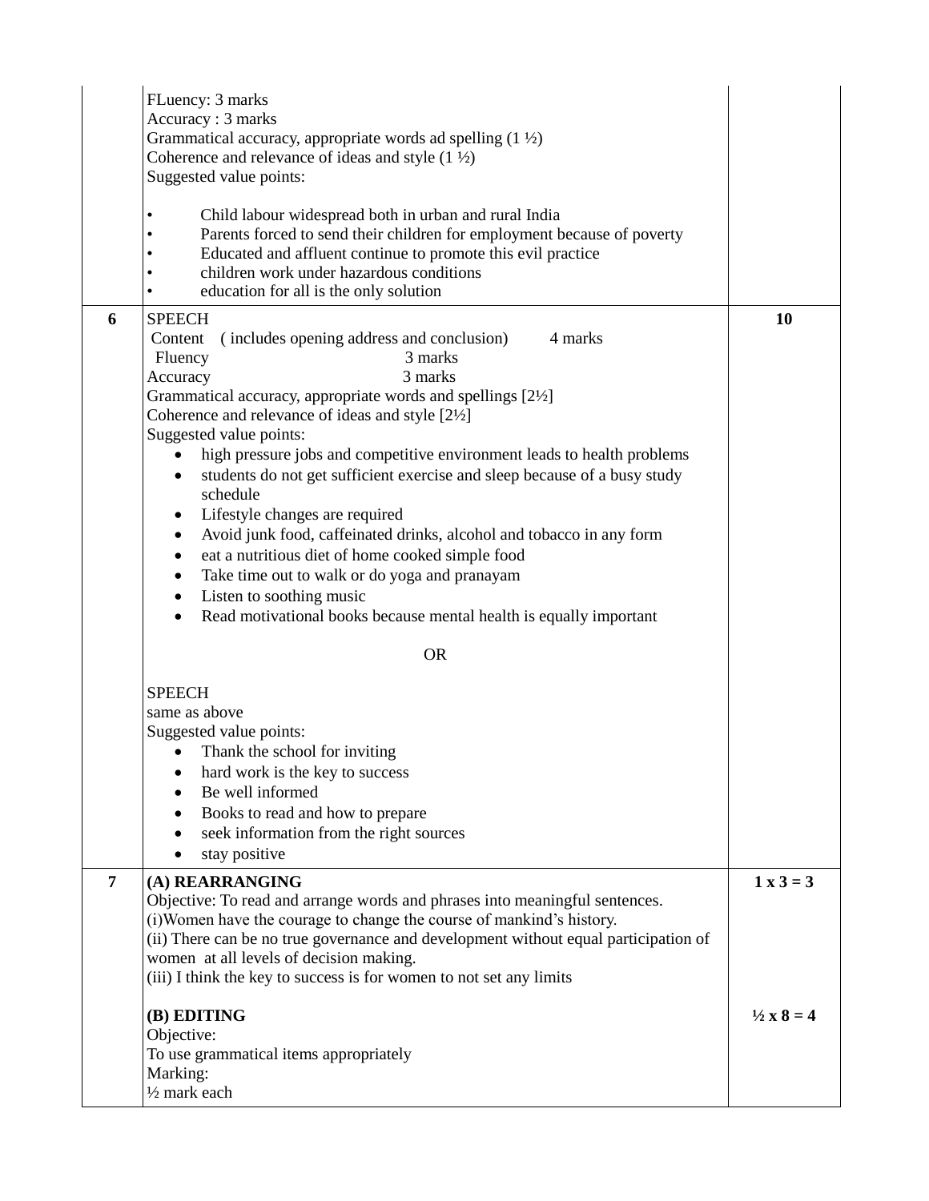| | | |
|---|---|---|
| | FLuency: 3 marks<br>Accuracy : 3 marks<br>Grammatical accuracy, appropriate words ad spelling (1 ½)<br>Coherence and relevance of ideas and style (1 ½)<br>Suggested value points:<br><br>• Child labour widespread both in urban and rural India<br>• Parents forced to send their children for employment because of poverty<br>• Educated and affluent continue to promote this evil practice<br>• children work under hazardous conditions<br>• education for all is the only solution | |
| **6** | SPEECH<br>Content (includes opening address and conclusion) 4 marks<br>Fluency 3 marks<br>Accuracy 3 marks<br>Grammatical accuracy, appropriate words and spellings [2½]<br>Coherence and relevance of ideas and style [2½]<br>Suggested value points:<br>• high pressure jobs and competitive environment leads to health problems<br>• students do not get sufficient exercise and sleep because of a busy study schedule<br>• Lifestyle changes are required<br>• Avoid junk food, caffeinated drinks, alcohol and tobacco in any form<br>• eat a nutritious diet of home cooked simple food<br>• Take time out to walk or do yoga and pranayam<br>• Listen to soothing music<br>• Read motivational books because mental health is equally important<br><br>OR<br><br>SPEECH<br>same as above<br>Suggested value points:<br>• Thank the school for inviting<br>• hard work is the key to success<br>• Be well informed<br>• Books to read and how to prepare<br>• seek information from the right sources<br>• stay positive | **10** |
| **7** | **(A) REARRANGING**<br>Objective: To read and arrange words and phrases into meaningful sentences.<br>(i)Women have the courage to change the course of mankind's history.<br>(ii) There can be no true governance and development without equal participation of women at all levels of decision making.<br>(iii) I think the key to success is for women to not set any limits<br><br>**(B) EDITING**<br>Objective:<br>To use grammatical items appropriately<br>Marking:<br>½ mark each | **1 x 3 = 3**<br><br><br><br><br><br><br>**½ x 8 = 4** |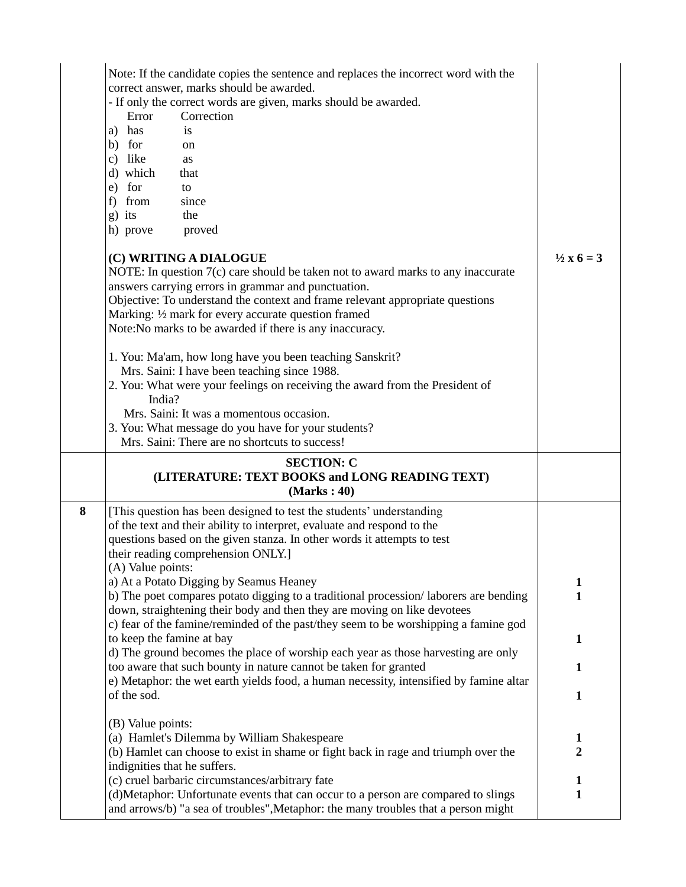| | | |
|---|---|---|
| | Note: If the candidate copies the sentence and replaces the incorrect word with the correct answer, marks should be awarded.<br>- If only the correct words are given, marks should be awarded.<br>Error Correction<br>a) has is<br>b) for on<br>c) like as<br>d) which that<br>e) for to<br>f) from since<br>g) its the<br>h) prove proved | |
| | **(C) WRITING A DIALOGUE**<br>NOTE: In question 7(c) care should be taken not to award marks to any inaccurate answers carrying errors in grammar and punctuation.<br>Objective: To understand the context and frame relevant appropriate questions<br>Marking: ½ mark for every accurate question framed<br>Note:No marks to be awarded if there is any inaccuracy.<br><br>1. You: Ma'am, how long have you been teaching Sanskrit?<br>Mrs. Saini: I have been teaching since 1988.<br>2. You: What were your feelings on receiving the award from the President of India?<br>Mrs. Saini: It was a momentous occasion.<br>3. You: What message do you have for your students?<br>Mrs. Saini: There are no shortcuts to success! | **½ x 6 = 3** |
| | **SECTION: C**<br>**(LITERATURE: TEXT BOOKS and LONG READING TEXT)**<br>**(Marks : 40)** | |
| **8** | [This question has been designed to test the students' understanding of the text and their ability to interpret, evaluate and respond to the questions based on the given stanza. In other words it attempts to test their reading comprehension ONLY.]<br>(A) Value points:<br>a) At a Potato Digging by Seamus Heaney<br>b) The poet compares potato digging to a traditional procession/ laborers are bending down, straightening their body and then they are moving on like devotees<br>c) fear of the famine/reminded of the past/they seem to be worshipping a famine god to keep the famine at bay<br>d) The ground becomes the place of worship each year as those harvesting are only too aware that such bounty in nature cannot be taken for granted<br>e) Metaphor: the wet earth yields food, a human necessity, intensified by famine altar of the sod. | **1**<br>**1**<br><br>**1**<br><br>**1**<br><br>**1** |
| | (B) Value points:<br>(a) Hamlet's Dilemma by William Shakespeare<br>(b) Hamlet can choose to exist in shame or fight back in rage and triumph over the indignities that he suffers.<br>(c) cruel barbaric circumstances/arbitrary fate<br>(d)Metaphor: Unfortunate events that can occur to a person are compared to slings and arrows/b) "a sea of troubles",Metaphor: the many troubles that a person might | **1**<br>**2**<br><br>**1**<br>**1** |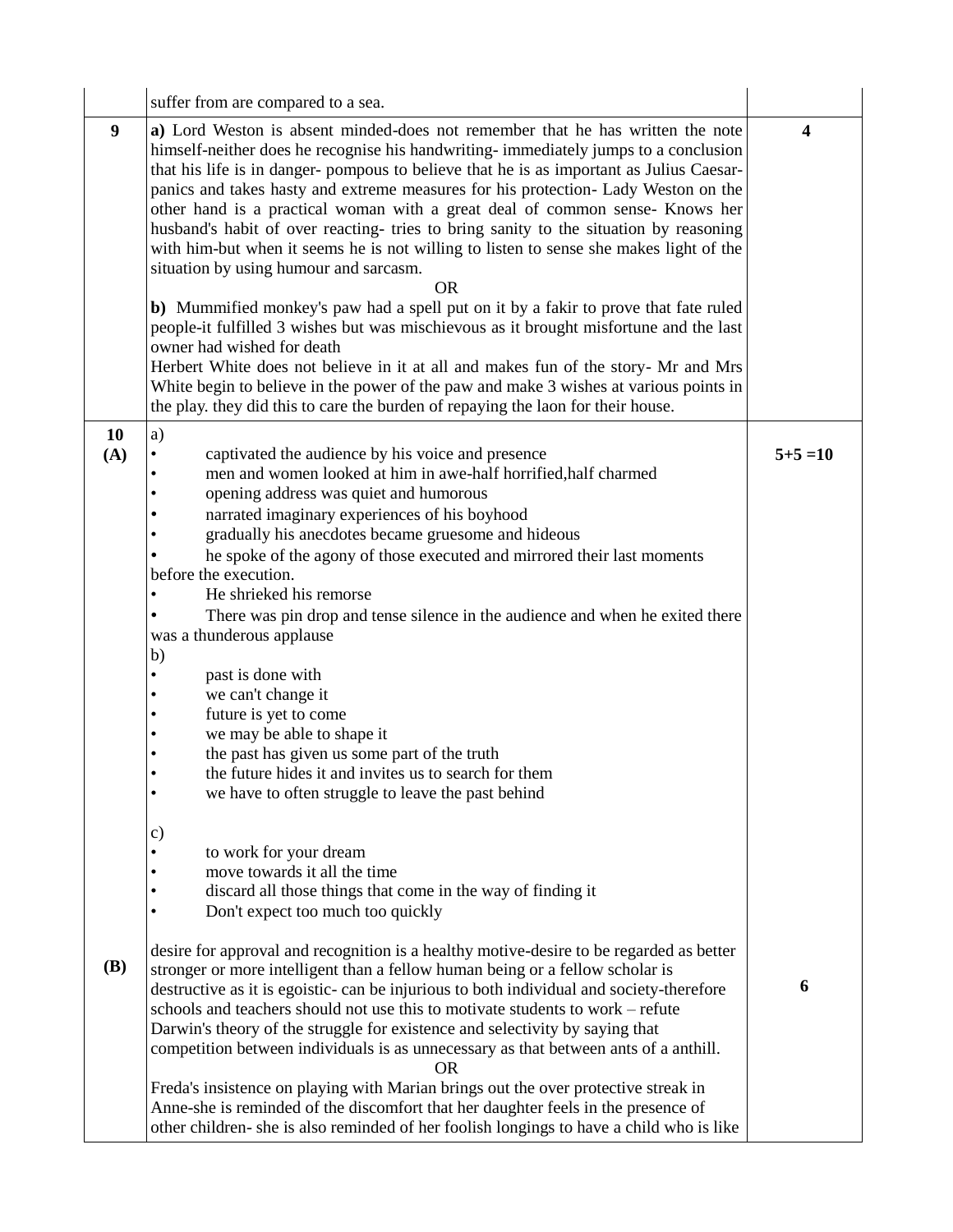| | | |
|---|---|---|
| | suffer from are compared to a sea. | |
| **9** | **a)** Lord Weston is absent minded-does not remember that he has written the note himself-neither does he recognise his handwriting- immediately jumps to a conclusion that his life is in danger- pompous to believe that he is as important as Julius Caesar-panics and takes hasty and extreme measures for his protection- Lady Weston on the other hand is a practical woman with a great deal of common sense- Knows her husband's habit of over reacting- tries to bring sanity to the situation by reasoning with him-but when it seems he is not willing to listen to sense she makes light of the situation by using humour and sarcasm.<br>OR<br>**b)** Mummified monkey's paw had a spell put on it by a fakir to prove that fate ruled people-it fulfilled 3 wishes but was mischievous as it brought misfortune and the last owner had wished for death<br>Herbert White does not believe in it at all and makes fun of the story- Mr and Mrs White begin to believe in the power of the paw and make 3 wishes at various points in the play. they did this to care the burden of repaying the laon for their house. | **4** |
| **10 (A)** | a)<br>• captivated the audience by his voice and presence<br>• men and women looked at him in awe-half horrified,half charmed<br>• opening address was quiet and humorous<br>• narrated imaginary experiences of his boyhood<br>• gradually his anecdotes became gruesome and hideous<br>• he spoke of the agony of those executed and mirrored their last moments before the execution.<br>• He shrieked his remorse<br>• There was pin drop and tense silence in the audience and when he exited there was a thunderous applause<br>b)<br>• past is done with<br>• we can't change it<br>• future is yet to come<br>• we may be able to shape it<br>• the past has given us some part of the truth<br>• the future hides it and invites us to search for them<br>• we have to often struggle to leave the past behind<br><br>c)<br>• to work for your dream<br>• move towards it all the time<br>• discard all those things that come in the way of finding it<br>• Don't expect too much too quickly | **5+5 =10** |
| **(B)** | desire for approval and recognition is a healthy motive-desire to be regarded as better stronger or more intelligent than a fellow human being or a fellow scholar is destructive as it is egoistic- can be injurious to both individual and society-therefore schools and teachers should not use this to motivate students to work – refute Darwin's theory of the struggle for existence and selectivity by saying that competition between individuals is as unnecessary as that between ants of a anthill.<br>OR<br>Freda's insistence on playing with Marian brings out the over protective streak in Anne-she is reminded of the discomfort that her daughter feels in the presence of other children- she is also reminded of her foolish longings to have a child who is like | **6** |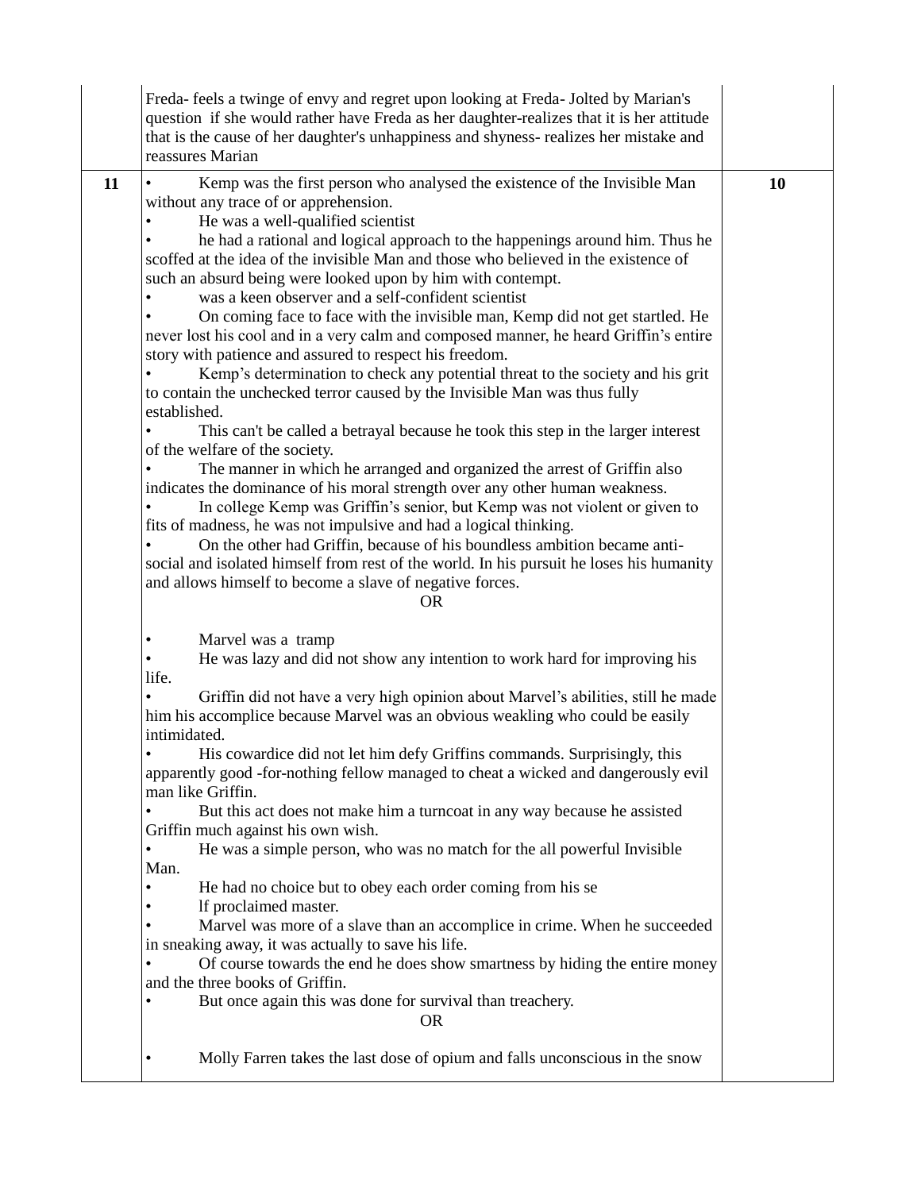| | | |
|---|---|---|
| | Freda- feels a twinge of envy and regret upon looking at Freda- Jolted by Marian's question if she would rather have Freda as her daughter-realizes that it is her attitude that is the cause of her daughter's unhappiness and shyness- realizes her mistake and reassures Marian | |
| 11 | • Kemp was the first person who analysed the existence of the Invisible Man without any trace of or apprehension.<br>• He was a well-qualified scientist<br>• he had a rational and logical approach to the happenings around him. Thus he scoffed at the idea of the invisible Man and those who believed in the existence of such an absurd being were looked upon by him with contempt.<br>• was a keen observer and a self-confident scientist<br>• On coming face to face with the invisible man, Kemp did not get startled. He never lost his cool and in a very calm and composed manner, he heard Griffin's entire story with patience and assured to respect his freedom.<br>• Kemp's determination to check any potential threat to the society and his grit to contain the unchecked terror caused by the Invisible Man was thus fully established.<br>• This can't be called a betrayal because he took this step in the larger interest of the welfare of the society.<br>• The manner in which he arranged and organized the arrest of Griffin also indicates the dominance of his moral strength over any other human weakness.<br>• In college Kemp was Griffin's senior, but Kemp was not violent or given to fits of madness, he was not impulsive and had a logical thinking.<br>• On the other had Griffin, because of his boundless ambition became anti-social and isolated himself from rest of the world. In his pursuit he loses his humanity and allows himself to become a slave of negative forces.<br>OR<br>• Marvel was a tramp<br>• He was lazy and did not show any intention to work hard for improving his life.<br>• Griffin did not have a very high opinion about Marvel's abilities, still he made him his accomplice because Marvel was an obvious weakling who could be easily intimidated.<br>• His cowardice did not let him defy Griffins commands. Surprisingly, this apparently good -for-nothing fellow managed to cheat a wicked and dangerously evil man like Griffin.<br>• But this act does not make him a turncoat in any way because he assisted Griffin much against his own wish.<br>• He was a simple person, who was no match for the all powerful Invisible Man.<br>• He had no choice but to obey each order coming from his se<br>• lf proclaimed master.<br>• Marvel was more of a slave than an accomplice in crime. When he succeeded in sneaking away, it was actually to save his life.<br>• Of course towards the end he does show smartness by hiding the entire money and the three books of Griffin.<br>• But once again this was done for survival than treachery.<br>OR<br>• Molly Farren takes the last dose of opium and falls unconscious in the snow | 10 |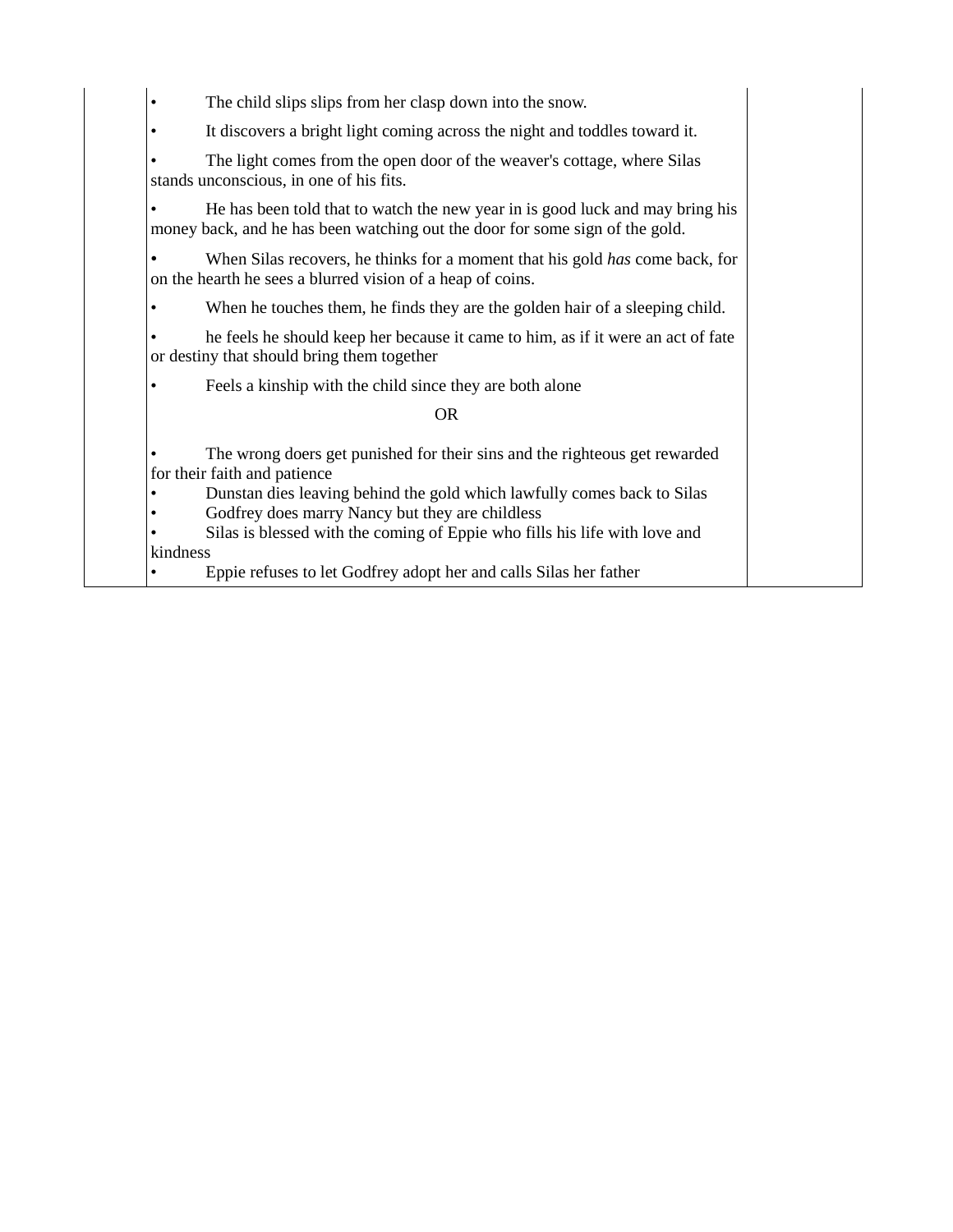| | | |
|---|---|---|
| | • The child slips slips from her clasp down into the snow.<br>• It discovers a bright light coming across the night and toddles toward it.<br>• The light comes from the open door of the weaver's cottage, where Silas stands unconscious, in one of his fits.<br>• He has been told that to watch the new year in is good luck and may bring his money back, and he has been watching out the door for some sign of the gold.<br>• When Silas recovers, he thinks for a moment that his gold *has* come back, for on the hearth he sees a blurred vision of a heap of coins.<br>• When he touches them, he finds they are the golden hair of a sleeping child.<br>• he feels he should keep her because it came to him, as if it were an act of fate or destiny that should bring them together<br>• Feels a kinship with the child since they are both alone<br>OR<br>• The wrong doers get punished for their sins and the righteous get rewarded for their faith and patience<br>• Dunstan dies leaving behind the gold which lawfully comes back to Silas<br>• Godfrey does marry Nancy but they are childless<br>• Silas is blessed with the coming of Eppie who fills his life with love and kindness<br>• Eppie refuses to let Godfrey adopt her and calls Silas her father | |